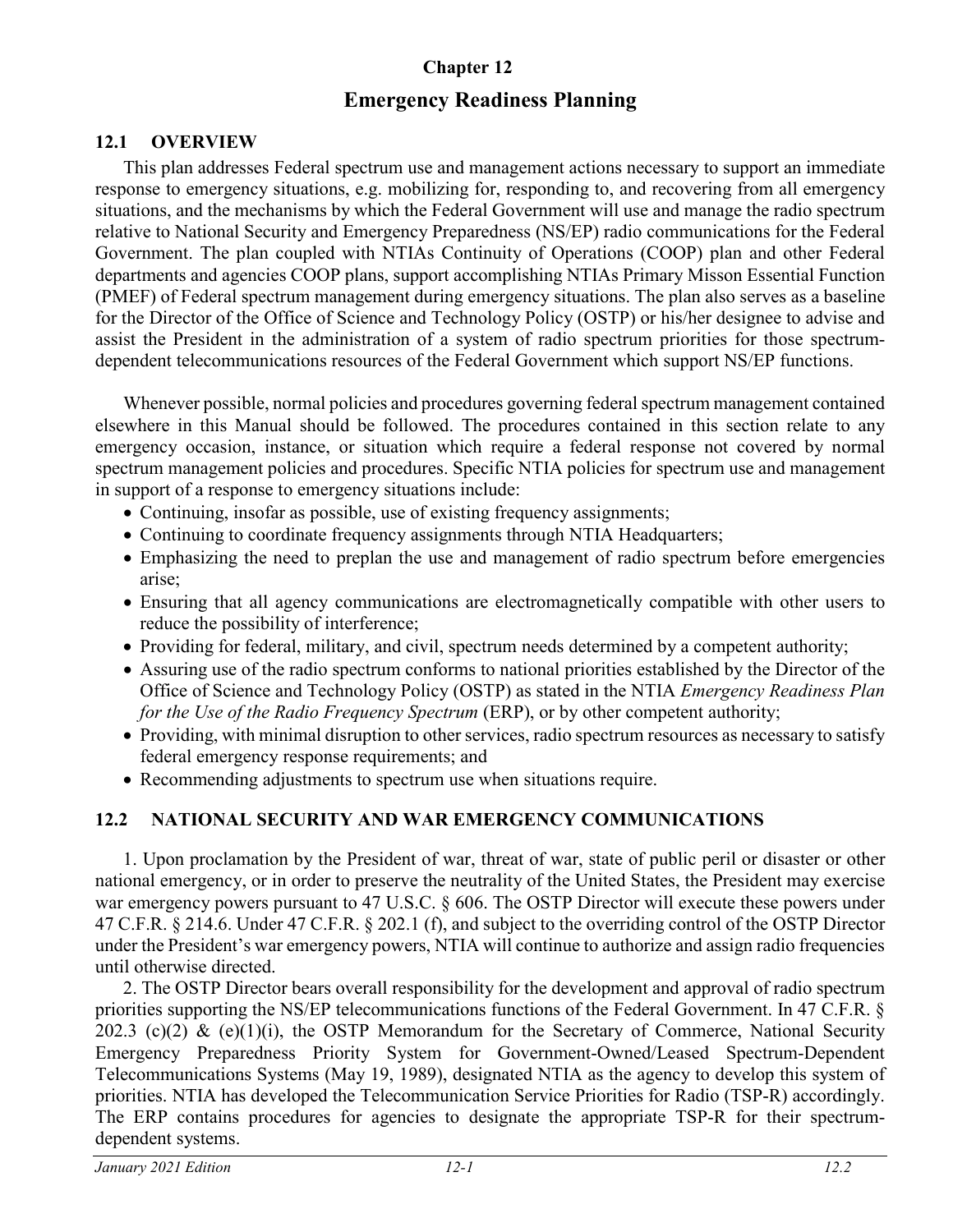# Chapter 12

# Emergency Readiness Planning

## 12.1 OVERVIEW

This plan addresses Federal spectrum use and management actions necessary to support an immediate response to emergency situations, e.g. mobilizing for, responding to, and recovering from all emergency situations, and the mechanisms by which the Federal Government will use and manage the radio spectrum relative to National Security and Emergency Preparedness (NS/EP) radio communications for the Federal Government. The plan coupled with NTIAs Continuity of Operations (COOP) plan and other Federal departments and agencies COOP plans, support accomplishing NTIAs Primary Misson Essential Function (PMEF) of Federal spectrum management during emergency situations. The plan also serves as a baseline for the Director of the Office of Science and Technology Policy (OSTP) or his/her designee to advise and assist the President in the administration of a system of radio spectrum priorities for those spectrum-dependent telecommunications resources of the Federal Government which support NS/EP functions.

Whenever possible, normal policies and procedures governing federal spectrum management contained elsewhere in this Manual should be followed. The procedures contained in this section relate to any emergency occasion, instance, or situation which require a federal response not covered by normal spectrum management policies and procedures. Specific NTIA policies for spectrum use and management in support of a response to emergency situations include:

- Continuing, insofar as possible, use of existing frequency assignments;
- Continuing to coordinate frequency assignments through NTIA Headquarters;
- Emphasizing the need to preplan the use and management of radio spectrum before emergencies arise;
- Ensuring that all agency communications are electromagnetically compatible with other users to reduce the possibility of interference;
- Providing for federal, military, and civil, spectrum needs determined by a competent authority;
- Assuring use of the radio spectrum conforms to national priorities established by the Director of the Office of Science and Technology Policy (OSTP) as stated in the NTIA *Emergency Readiness Plan for the Use of the Radio Frequency Spectrum* (ERP), or by other competent authority;
- Providing, with minimal disruption to other services, radio spectrum resources as necessary to satisfy federal emergency response requirements; and
- Recommending adjustments to spectrum use when situations require.

## 12.2 NATIONAL SECURITY AND WAR EMERGENCY COMMUNICATIONS

1. Upon proclamation by the President of war, threat of war, state of public peril or disaster or other national emergency, or in order to preserve the neutrality of the United States, the President may exercise war emergency powers pursuant to 47 U.S.C. § 606. The OSTP Director will execute these powers under 47 C.F.R. § 214.6. Under 47 C.F.R. § 202.1 (f), and subject to the overriding control of the OSTP Director under the President's war emergency powers, NTIA will continue to authorize and assign radio frequencies until otherwise directed.

2. The OSTP Director bears overall responsibility for the development and approval of radio spectrum priorities supporting the NS/EP telecommunications functions of the Federal Government. In 47 C.F.R. § 202.3 (c)(2) & (e)(1)(i), the OSTP Memorandum for the Secretary of Commerce, National Security Emergency Preparedness Priority System for Government-Owned/Leased Spectrum-Dependent Telecommunications Systems (May 19, 1989), designated NTIA as the agency to develop this system of priorities. NTIA has developed the Telecommunication Service Priorities for Radio (TSP-R) accordingly. The ERP contains procedures for agencies to designate the appropriate TSP-R for their spectrum-dependent systems.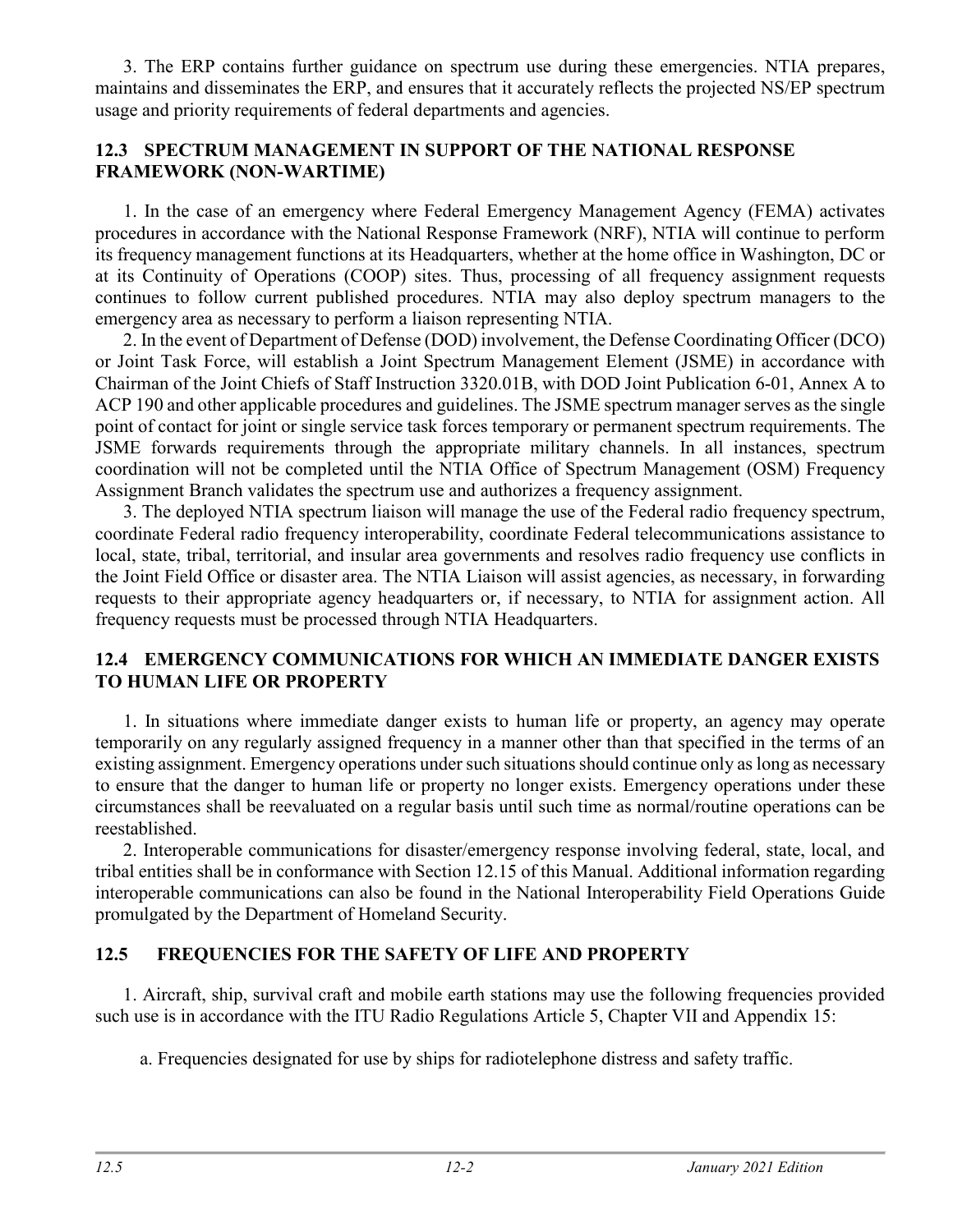3. The ERP contains further guidance on spectrum use during these emergencies. NTIA prepares, maintains and disseminates the ERP, and ensures that it accurately reflects the projected NS/EP spectrum usage and priority requirements of federal departments and agencies.

## 12.3 SPECTRUM MANAGEMENT IN SUPPORT OF THE NATIONAL RESPONSE FRAMEWORK (NON-WARTIME)

1. In the case of an emergency where Federal Emergency Management Agency (FEMA) activates procedures in accordance with the National Response Framework (NRF), NTIA will continue to perform its frequency management functions at its Headquarters, whether at the home office in Washington, DC or at its Continuity of Operations (COOP) sites. Thus, processing of all frequency assignment requests continues to follow current published procedures. NTIA may also deploy spectrum managers to the emergency area as necessary to perform a liaison representing NTIA.

2. In the event of Department of Defense (DOD) involvement, the Defense Coordinating Officer (DCO) or Joint Task Force, will establish a Joint Spectrum Management Element (JSME) in accordance with Chairman of the Joint Chiefs of Staff Instruction 3320.01B, with DOD Joint Publication 6-01, Annex A to ACP 190 and other applicable procedures and guidelines. The JSME spectrum manager serves as the single point of contact for joint or single service task forces temporary or permanent spectrum requirements. The JSME forwards requirements through the appropriate military channels. In all instances, spectrum coordination will not be completed until the NTIA Office of Spectrum Management (OSM) Frequency Assignment Branch validates the spectrum use and authorizes a frequency assignment.

3. The deployed NTIA spectrum liaison will manage the use of the Federal radio frequency spectrum, coordinate Federal radio frequency interoperability, coordinate Federal telecommunications assistance to local, state, tribal, territorial, and insular area governments and resolves radio frequency use conflicts in the Joint Field Office or disaster area. The NTIA Liaison will assist agencies, as necessary, in forwarding requests to their appropriate agency headquarters or, if necessary, to NTIA for assignment action. All frequency requests must be processed through NTIA Headquarters.

## 12.4 EMERGENCY COMMUNICATIONS FOR WHICH AN IMMEDIATE DANGER EXISTS TO HUMAN LIFE OR PROPERTY

1. In situations where immediate danger exists to human life or property, an agency may operate temporarily on any regularly assigned frequency in a manner other than that specified in the terms of an existing assignment. Emergency operations under such situations should continue only as long as necessary to ensure that the danger to human life or property no longer exists. Emergency operations under these circumstances shall be reevaluated on a regular basis until such time as normal/routine operations can be reestablished.

2. Interoperable communications for disaster/emergency response involving federal, state, local, and tribal entities shall be in conformance with Section 12.15 of this Manual. Additional information regarding interoperable communications can also be found in the National Interoperability Field Operations Guide promulgated by the Department of Homeland Security.

## 12.5 FREQUENCIES FOR THE SAFETY OF LIFE AND PROPERTY

1. Aircraft, ship, survival craft and mobile earth stations may use the following frequencies provided such use is in accordance with the ITU Radio Regulations Article 5, Chapter VII and Appendix 15:

a. Frequencies designated for use by ships for radiotelephone distress and safety traffic.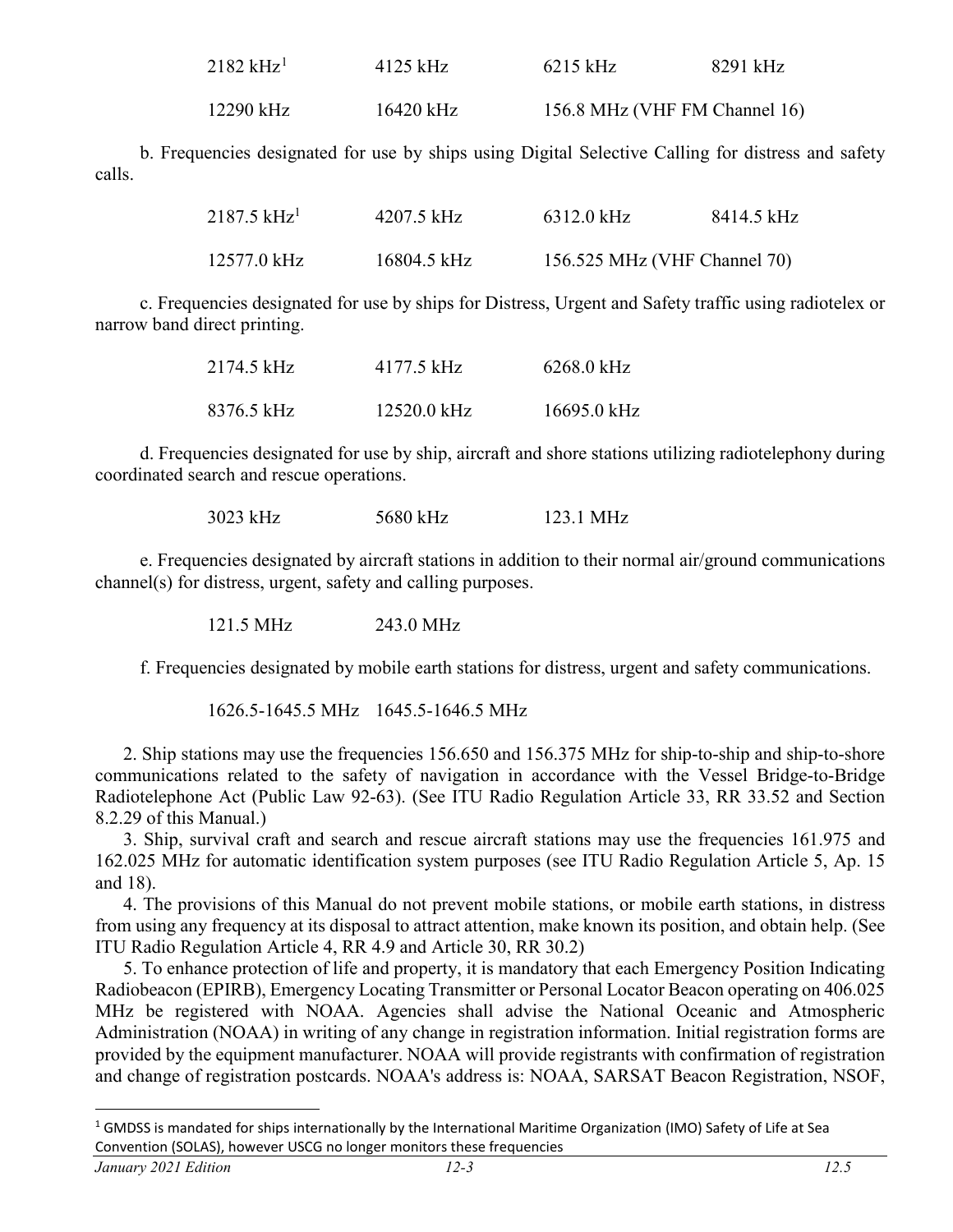| | | | |
|---|---|---|---|
| 2182 kHz[1] | 4125 kHz | 6215 kHz | 8291 kHz |
| 12290 kHz | 16420 kHz | 156.8 MHz (VHF FM Channel 16) | |

b. Frequencies designated for use by ships using Digital Selective Calling for distress and safety calls.

| | | | |
|---|---|---|---|
| 2187.5 kHz[1] | 4207.5 kHz | 6312.0 kHz | 8414.5 kHz |
| 12577.0 kHz | 16804.5 kHz | 156.525 MHz (VHF Channel 70) | |

c. Frequencies designated for use by ships for Distress, Urgent and Safety traffic using radiotelex or narrow band direct printing.

| | | |
|---|---|---|
| 2174.5 kHz | 4177.5 kHz | 6268.0 kHz |
| 8376.5 kHz | 12520.0 kHz | 16695.0 kHz |

d. Frequencies designated for use by ship, aircraft and shore stations utilizing radiotelephony during coordinated search and rescue operations.

3023 kHz    5680 kHz    123.1 MHz

e. Frequencies designated by aircraft stations in addition to their normal air/ground communications channel(s) for distress, urgent, safety and calling purposes.

121.5 MHz    243.0 MHz

f. Frequencies designated by mobile earth stations for distress, urgent and safety communications.

1626.5-1645.5 MHz    1645.5-1646.5 MHz

2. Ship stations may use the frequencies 156.650 and 156.375 MHz for ship-to-ship and ship-to-shore communications related to the safety of navigation in accordance with the Vessel Bridge-to-Bridge Radiotelephone Act (Public Law 92-63). (See ITU Radio Regulation Article 33, RR 33.52 and Section 8.2.29 of this Manual.)

3. Ship, survival craft and search and rescue aircraft stations may use the frequencies 161.975 and 162.025 MHz for automatic identification system purposes (see ITU Radio Regulation Article 5, Ap. 15 and 18).

4. The provisions of this Manual do not prevent mobile stations, or mobile earth stations, in distress from using any frequency at its disposal to attract attention, make known its position, and obtain help. (See ITU Radio Regulation Article 4, RR 4.9 and Article 30, RR 30.2)

5. To enhance protection of life and property, it is mandatory that each Emergency Position Indicating Radiobeacon (EPIRB), Emergency Locating Transmitter or Personal Locator Beacon operating on 406.025 MHz be registered with NOAA. Agencies shall advise the National Oceanic and Atmospheric Administration (NOAA) in writing of any change in registration information. Initial registration forms are provided by the equipment manufacturer. NOAA will provide registrants with confirmation of registration and change of registration postcards. NOAA's address is: NOAA, SARSAT Beacon Registration, NSOF,

[1] GMDSS is mandated for ships internationally by the International Maritime Organization (IMO) Safety of Life at Sea Convention (SOLAS), however USCG no longer monitors these frequencies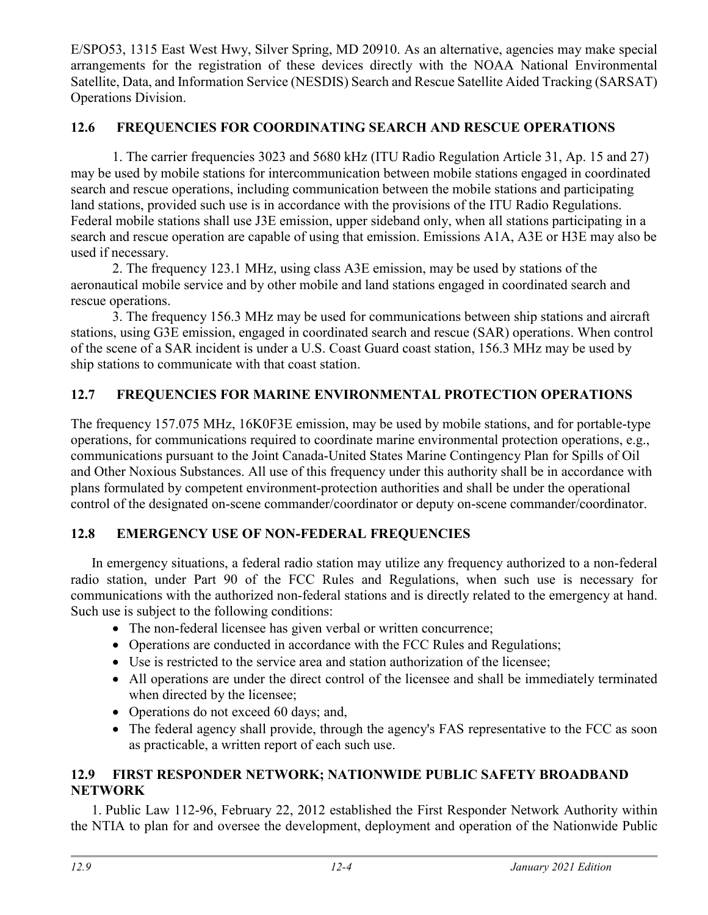E/SPO53, 1315 East West Hwy, Silver Spring, MD 20910. As an alternative, agencies may make special arrangements for the registration of these devices directly with the NOAA National Environmental Satellite, Data, and Information Service (NESDIS) Search and Rescue Satellite Aided Tracking (SARSAT) Operations Division.

## 12.6 FREQUENCIES FOR COORDINATING SEARCH AND RESCUE OPERATIONS

1. The carrier frequencies 3023 and 5680 kHz (ITU Radio Regulation Article 31, Ap. 15 and 27) may be used by mobile stations for intercommunication between mobile stations engaged in coordinated search and rescue operations, including communication between the mobile stations and participating land stations, provided such use is in accordance with the provisions of the ITU Radio Regulations. Federal mobile stations shall use J3E emission, upper sideband only, when all stations participating in a search and rescue operation are capable of using that emission. Emissions A1A, A3E or H3E may also be used if necessary.

2. The frequency 123.1 MHz, using class A3E emission, may be used by stations of the aeronautical mobile service and by other mobile and land stations engaged in coordinated search and rescue operations.

3. The frequency 156.3 MHz may be used for communications between ship stations and aircraft stations, using G3E emission, engaged in coordinated search and rescue (SAR) operations. When control of the scene of a SAR incident is under a U.S. Coast Guard coast station, 156.3 MHz may be used by ship stations to communicate with that coast station.

## 12.7 FREQUENCIES FOR MARINE ENVIRONMENTAL PROTECTION OPERATIONS

The frequency 157.075 MHz, 16K0F3E emission, may be used by mobile stations, and for portable-type operations, for communications required to coordinate marine environmental protection operations, e.g., communications pursuant to the Joint Canada-United States Marine Contingency Plan for Spills of Oil and Other Noxious Substances. All use of this frequency under this authority shall be in accordance with plans formulated by competent environment-protection authorities and shall be under the operational control of the designated on-scene commander/coordinator or deputy on-scene commander/coordinator.

## 12.8 EMERGENCY USE OF NON-FEDERAL FREQUENCIES

In emergency situations, a federal radio station may utilize any frequency authorized to a non-federal radio station, under Part 90 of the FCC Rules and Regulations, when such use is necessary for communications with the authorized non-federal stations and is directly related to the emergency at hand. Such use is subject to the following conditions:

- The non-federal licensee has given verbal or written concurrence;
- Operations are conducted in accordance with the FCC Rules and Regulations;
- Use is restricted to the service area and station authorization of the licensee;
- All operations are under the direct control of the licensee and shall be immediately terminated when directed by the licensee;
- Operations do not exceed 60 days; and,
- The federal agency shall provide, through the agency's FAS representative to the FCC as soon as practicable, a written report of each such use.

## 12.9 FIRST RESPONDER NETWORK; NATIONWIDE PUBLIC SAFETY BROADBAND NETWORK

1. Public Law 112-96, February 22, 2012 established the First Responder Network Authority within the NTIA to plan for and oversee the development, deployment and operation of the Nationwide Public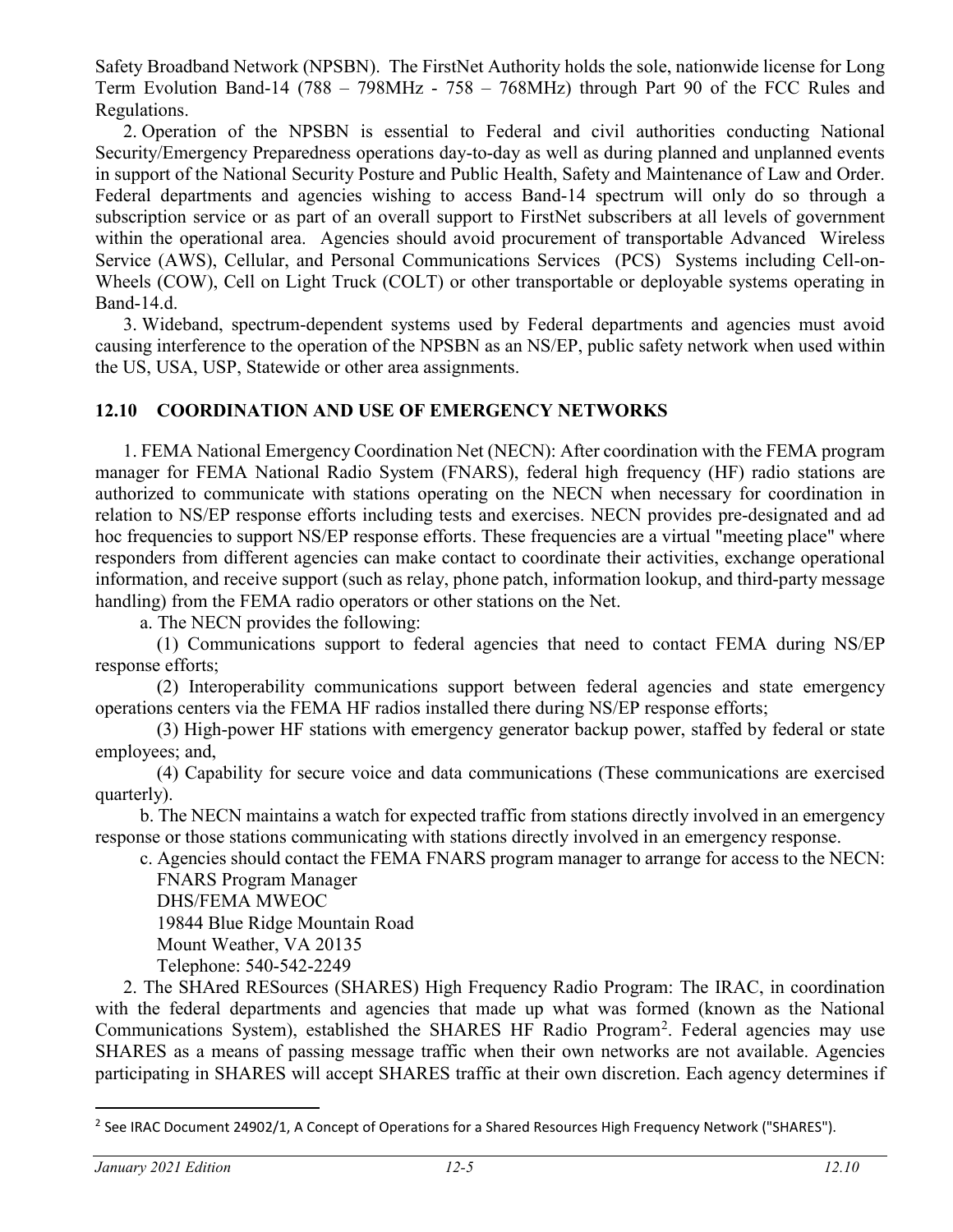Safety Broadband Network (NPSBN). The FirstNet Authority holds the sole, nationwide license for Long Term Evolution Band-14 (788 – 798MHz - 758 – 768MHz) through Part 90 of the FCC Rules and Regulations.

2. Operation of the NPSBN is essential to Federal and civil authorities conducting National Security/Emergency Preparedness operations day-to-day as well as during planned and unplanned events in support of the National Security Posture and Public Health, Safety and Maintenance of Law and Order. Federal departments and agencies wishing to access Band-14 spectrum will only do so through a subscription service or as part of an overall support to FirstNet subscribers at all levels of government within the operational area. Agencies should avoid procurement of transportable Advanced Wireless Service (AWS), Cellular, and Personal Communications Services (PCS) Systems including Cell-on-Wheels (COW), Cell on Light Truck (COLT) or other transportable or deployable systems operating in Band-14.d.

3. Wideband, spectrum-dependent systems used by Federal departments and agencies must avoid causing interference to the operation of the NPSBN as an NS/EP, public safety network when used within the US, USA, USP, Statewide or other area assignments.

## 12.10 COORDINATION AND USE OF EMERGENCY NETWORKS

1. FEMA National Emergency Coordination Net (NECN): After coordination with the FEMA program manager for FEMA National Radio System (FNARS), federal high frequency (HF) radio stations are authorized to communicate with stations operating on the NECN when necessary for coordination in relation to NS/EP response efforts including tests and exercises. NECN provides pre-designated and ad hoc frequencies to support NS/EP response efforts. These frequencies are a virtual "meeting place" where responders from different agencies can make contact to coordinate their activities, exchange operational information, and receive support (such as relay, phone patch, information lookup, and third-party message handling) from the FEMA radio operators or other stations on the Net.

a. The NECN provides the following:

(1) Communications support to federal agencies that need to contact FEMA during NS/EP response efforts;

(2) Interoperability communications support between federal agencies and state emergency operations centers via the FEMA HF radios installed there during NS/EP response efforts;

(3) High-power HF stations with emergency generator backup power, staffed by federal or state employees; and,

(4) Capability for secure voice and data communications (These communications are exercised quarterly).

b. The NECN maintains a watch for expected traffic from stations directly involved in an emergency response or those stations communicating with stations directly involved in an emergency response.

c. Agencies should contact the FEMA FNARS program manager to arrange for access to the NECN:

FNARS Program Manager
DHS/FEMA MWEOC
19844 Blue Ridge Mountain Road
Mount Weather, VA 20135
Telephone: 540-542-2249

2. The SHAred RESources (SHARES) High Frequency Radio Program: The IRAC, in coordination with the federal departments and agencies that made up what was formed (known as the National Communications System), established the SHARES HF Radio Program[2]. Federal agencies may use SHARES as a means of passing message traffic when their own networks are not available. Agencies participating in SHARES will accept SHARES traffic at their own discretion. Each agency determines if

[2] See IRAC Document 24902/1, A Concept of Operations for a Shared Resources High Frequency Network ("SHARES").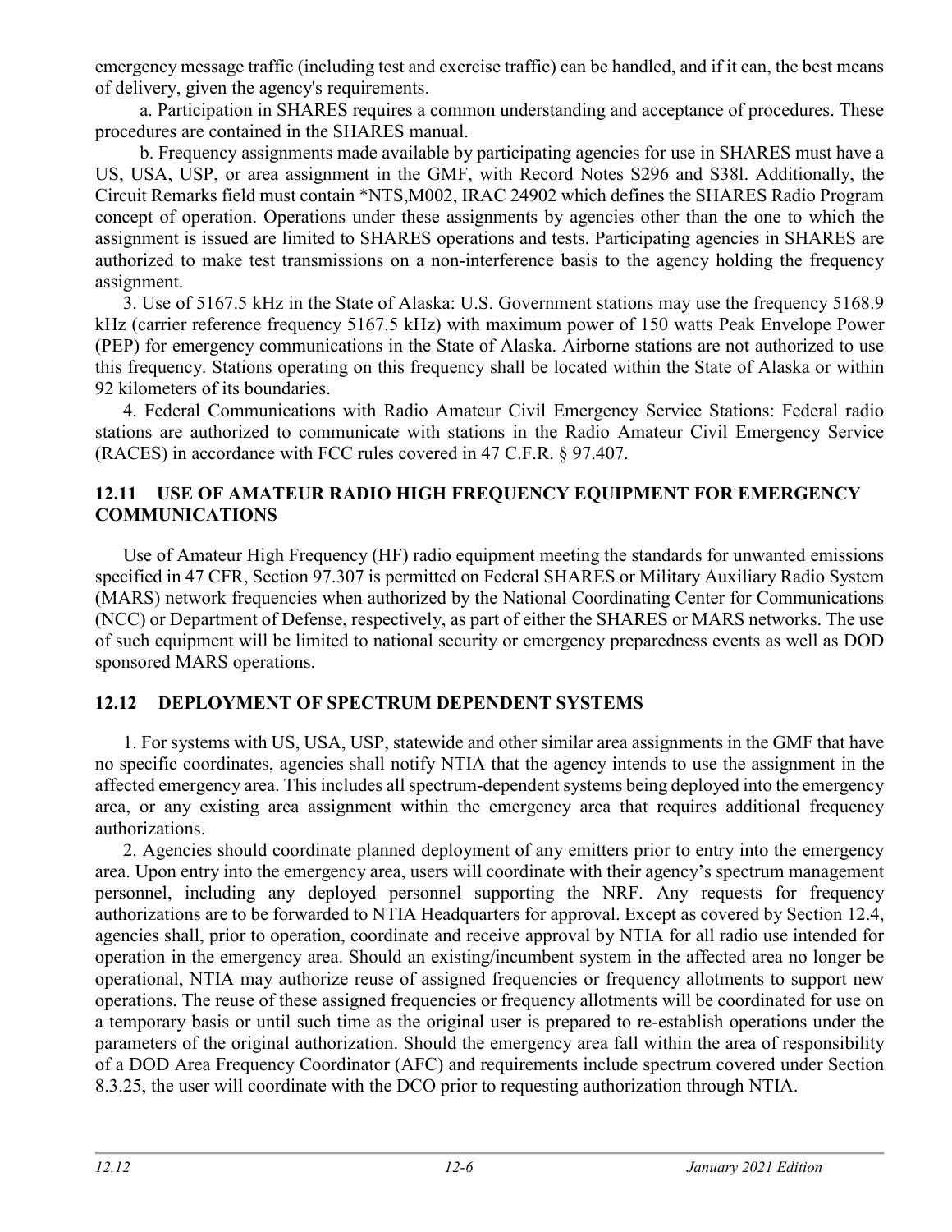emergency message traffic (including test and exercise traffic) can be handled, and if it can, the best means of delivery, given the agency's requirements.

a. Participation in SHARES requires a common understanding and acceptance of procedures. These procedures are contained in the SHARES manual.

b. Frequency assignments made available by participating agencies for use in SHARES must have a US, USA, USP, or area assignment in the GMF, with Record Notes S296 and S38l. Additionally, the Circuit Remarks field must contain *NTS,M002, IRAC 24902 which defines the SHARES Radio Program concept of operation. Operations under these assignments by agencies other than the one to which the assignment is issued are limited to SHARES operations and tests. Participating agencies in SHARES are authorized to make test transmissions on a non-interference basis to the agency holding the frequency assignment.

3. Use of 5167.5 kHz in the State of Alaska: U.S. Government stations may use the frequency 5168.9 kHz (carrier reference frequency 5167.5 kHz) with maximum power of 150 watts Peak Envelope Power (PEP) for emergency communications in the State of Alaska. Airborne stations are not authorized to use this frequency. Stations operating on this frequency shall be located within the State of Alaska or within 92 kilometers of its boundaries.

4. Federal Communications with Radio Amateur Civil Emergency Service Stations: Federal radio stations are authorized to communicate with stations in the Radio Amateur Civil Emergency Service (RACES) in accordance with FCC rules covered in 47 C.F.R. § 97.407.

## 12.11 USE OF AMATEUR RADIO HIGH FREQUENCY EQUIPMENT FOR EMERGENCY COMMUNICATIONS

Use of Amateur High Frequency (HF) radio equipment meeting the standards for unwanted emissions specified in 47 CFR, Section 97.307 is permitted on Federal SHARES or Military Auxiliary Radio System (MARS) network frequencies when authorized by the National Coordinating Center for Communications (NCC) or Department of Defense, respectively, as part of either the SHARES or MARS networks. The use of such equipment will be limited to national security or emergency preparedness events as well as DOD sponsored MARS operations.

## 12.12 DEPLOYMENT OF SPECTRUM DEPENDENT SYSTEMS

1. For systems with US, USA, USP, statewide and other similar area assignments in the GMF that have no specific coordinates, agencies shall notify NTIA that the agency intends to use the assignment in the affected emergency area. This includes all spectrum-dependent systems being deployed into the emergency area, or any existing area assignment within the emergency area that requires additional frequency authorizations.

2. Agencies should coordinate planned deployment of any emitters prior to entry into the emergency area. Upon entry into the emergency area, users will coordinate with their agency's spectrum management personnel, including any deployed personnel supporting the NRF. Any requests for frequency authorizations are to be forwarded to NTIA Headquarters for approval. Except as covered by Section 12.4, agencies shall, prior to operation, coordinate and receive approval by NTIA for all radio use intended for operation in the emergency area. Should an existing/incumbent system in the affected area no longer be operational, NTIA may authorize reuse of assigned frequencies or frequency allotments to support new operations. The reuse of these assigned frequencies or frequency allotments will be coordinated for use on a temporary basis or until such time as the original user is prepared to re-establish operations under the parameters of the original authorization. Should the emergency area fall within the area of responsibility of a DOD Area Frequency Coordinator (AFC) and requirements include spectrum covered under Section 8.3.25, the user will coordinate with the DCO prior to requesting authorization through NTIA.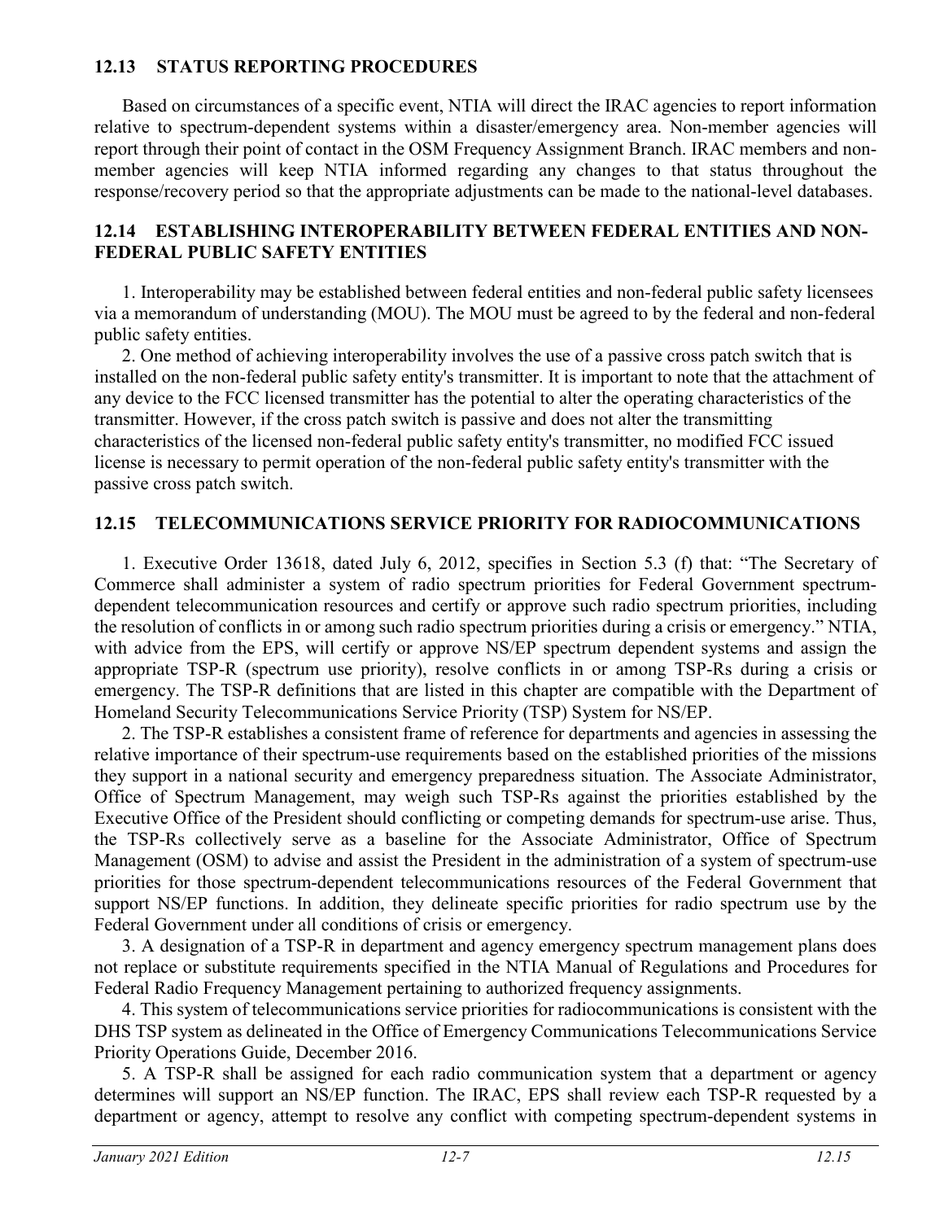## 12.13 STATUS REPORTING PROCEDURES

Based on circumstances of a specific event, NTIA will direct the IRAC agencies to report information relative to spectrum-dependent systems within a disaster/emergency area. Non-member agencies will report through their point of contact in the OSM Frequency Assignment Branch. IRAC members and non-member agencies will keep NTIA informed regarding any changes to that status throughout the response/recovery period so that the appropriate adjustments can be made to the national-level databases.

## 12.14 ESTABLISHING INTEROPERABILITY BETWEEN FEDERAL ENTITIES AND NON-FEDERAL PUBLIC SAFETY ENTITIES

1. Interoperability may be established between federal entities and non-federal public safety licensees via a memorandum of understanding (MOU). The MOU must be agreed to by the federal and non-federal public safety entities.

2. One method of achieving interoperability involves the use of a passive cross patch switch that is installed on the non-federal public safety entity's transmitter. It is important to note that the attachment of any device to the FCC licensed transmitter has the potential to alter the operating characteristics of the transmitter. However, if the cross patch switch is passive and does not alter the transmitting characteristics of the licensed non-federal public safety entity's transmitter, no modified FCC issued license is necessary to permit operation of the non-federal public safety entity's transmitter with the passive cross patch switch.

## 12.15 TELECOMMUNICATIONS SERVICE PRIORITY FOR RADIOCOMMUNICATIONS

1. Executive Order 13618, dated July 6, 2012, specifies in Section 5.3 (f) that: "The Secretary of Commerce shall administer a system of radio spectrum priorities for Federal Government spectrum-dependent telecommunication resources and certify or approve such radio spectrum priorities, including the resolution of conflicts in or among such radio spectrum priorities during a crisis or emergency." NTIA, with advice from the EPS, will certify or approve NS/EP spectrum dependent systems and assign the appropriate TSP-R (spectrum use priority), resolve conflicts in or among TSP-Rs during a crisis or emergency. The TSP-R definitions that are listed in this chapter are compatible with the Department of Homeland Security Telecommunications Service Priority (TSP) System for NS/EP.

2. The TSP-R establishes a consistent frame of reference for departments and agencies in assessing the relative importance of their spectrum-use requirements based on the established priorities of the missions they support in a national security and emergency preparedness situation. The Associate Administrator, Office of Spectrum Management, may weigh such TSP-Rs against the priorities established by the Executive Office of the President should conflicting or competing demands for spectrum-use arise. Thus, the TSP-Rs collectively serve as a baseline for the Associate Administrator, Office of Spectrum Management (OSM) to advise and assist the President in the administration of a system of spectrum-use priorities for those spectrum-dependent telecommunications resources of the Federal Government that support NS/EP functions. In addition, they delineate specific priorities for radio spectrum use by the Federal Government under all conditions of crisis or emergency.

3. A designation of a TSP-R in department and agency emergency spectrum management plans does not replace or substitute requirements specified in the NTIA Manual of Regulations and Procedures for Federal Radio Frequency Management pertaining to authorized frequency assignments.

4. This system of telecommunications service priorities for radiocommunications is consistent with the DHS TSP system as delineated in the Office of Emergency Communications Telecommunications Service Priority Operations Guide, December 2016.

5. A TSP-R shall be assigned for each radio communication system that a department or agency determines will support an NS/EP function. The IRAC, EPS shall review each TSP-R requested by a department or agency, attempt to resolve any conflict with competing spectrum-dependent systems in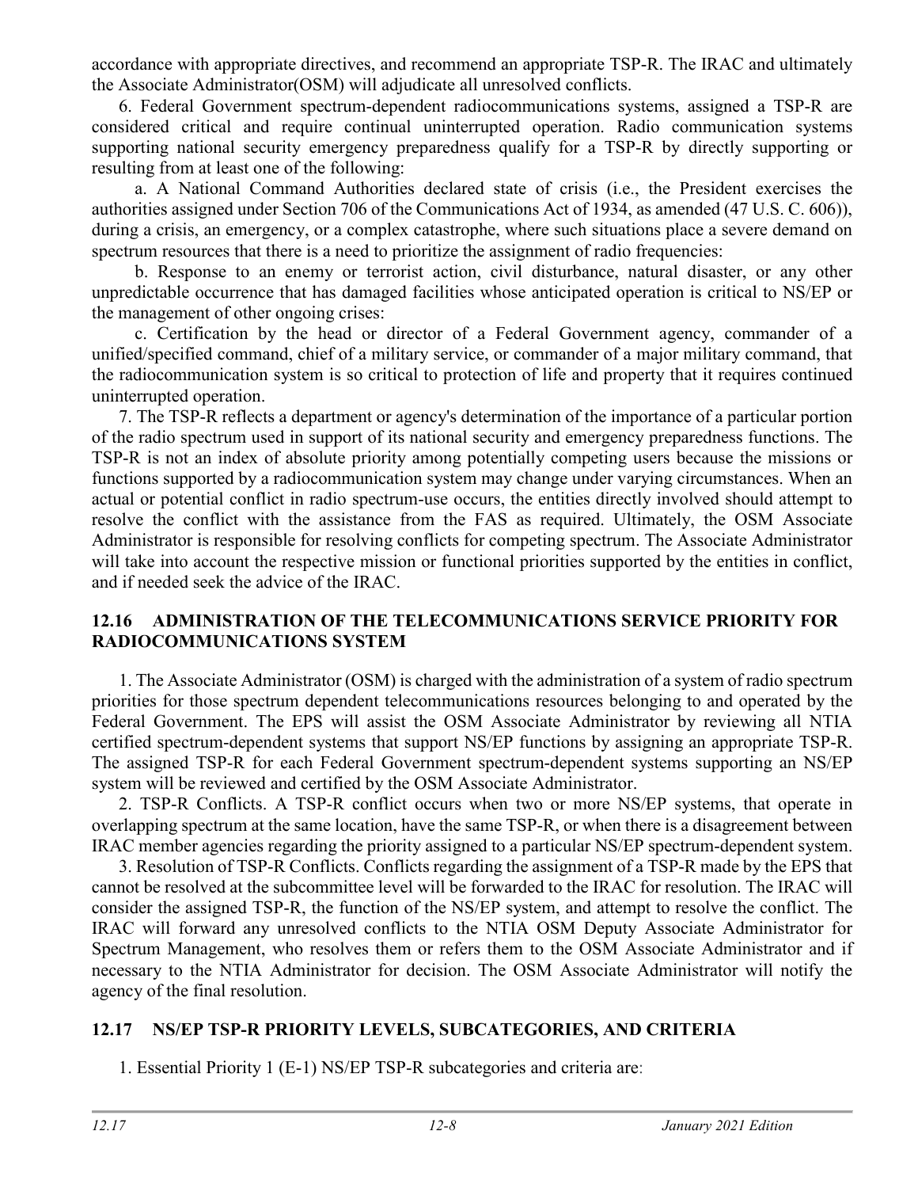accordance with appropriate directives, and recommend an appropriate TSP-R. The IRAC and ultimately the Associate Administrator(OSM) will adjudicate all unresolved conflicts.

6. Federal Government spectrum-dependent radiocommunications systems, assigned a TSP-R are considered critical and require continual uninterrupted operation. Radio communication systems supporting national security emergency preparedness qualify for a TSP-R by directly supporting or resulting from at least one of the following:

a. A National Command Authorities declared state of crisis (i.e., the President exercises the authorities assigned under Section 706 of the Communications Act of 1934, as amended (47 U.S. C. 606)), during a crisis, an emergency, or a complex catastrophe, where such situations place a severe demand on spectrum resources that there is a need to prioritize the assignment of radio frequencies:

b. Response to an enemy or terrorist action, civil disturbance, natural disaster, or any other unpredictable occurrence that has damaged facilities whose anticipated operation is critical to NS/EP or the management of other ongoing crises:

c. Certification by the head or director of a Federal Government agency, commander of a unified/specified command, chief of a military service, or commander of a major military command, that the radiocommunication system is so critical to protection of life and property that it requires continued uninterrupted operation.

7. The TSP-R reflects a department or agency's determination of the importance of a particular portion of the radio spectrum used in support of its national security and emergency preparedness functions. The TSP-R is not an index of absolute priority among potentially competing users because the missions or functions supported by a radiocommunication system may change under varying circumstances. When an actual or potential conflict in radio spectrum-use occurs, the entities directly involved should attempt to resolve the conflict with the assistance from the FAS as required. Ultimately, the OSM Associate Administrator is responsible for resolving conflicts for competing spectrum. The Associate Administrator will take into account the respective mission or functional priorities supported by the entities in conflict, and if needed seek the advice of the IRAC.

## 12.16 ADMINISTRATION OF THE TELECOMMUNICATIONS SERVICE PRIORITY FOR RADIOCOMMUNICATIONS SYSTEM

1. The Associate Administrator (OSM) is charged with the administration of a system of radio spectrum priorities for those spectrum dependent telecommunications resources belonging to and operated by the Federal Government. The EPS will assist the OSM Associate Administrator by reviewing all NTIA certified spectrum-dependent systems that support NS/EP functions by assigning an appropriate TSP-R. The assigned TSP-R for each Federal Government spectrum-dependent systems supporting an NS/EP system will be reviewed and certified by the OSM Associate Administrator.

2. TSP-R Conflicts. A TSP-R conflict occurs when two or more NS/EP systems, that operate in overlapping spectrum at the same location, have the same TSP-R, or when there is a disagreement between IRAC member agencies regarding the priority assigned to a particular NS/EP spectrum-dependent system.

3. Resolution of TSP-R Conflicts. Conflicts regarding the assignment of a TSP-R made by the EPS that cannot be resolved at the subcommittee level will be forwarded to the IRAC for resolution. The IRAC will consider the assigned TSP-R, the function of the NS/EP system, and attempt to resolve the conflict. The IRAC will forward any unresolved conflicts to the NTIA OSM Deputy Associate Administrator for Spectrum Management, who resolves them or refers them to the OSM Associate Administrator and if necessary to the NTIA Administrator for decision. The OSM Associate Administrator will notify the agency of the final resolution.

## 12.17 NS/EP TSP-R PRIORITY LEVELS, SUBCATEGORIES, AND CRITERIA

1. Essential Priority 1 (E-1) NS/EP TSP-R subcategories and criteria are: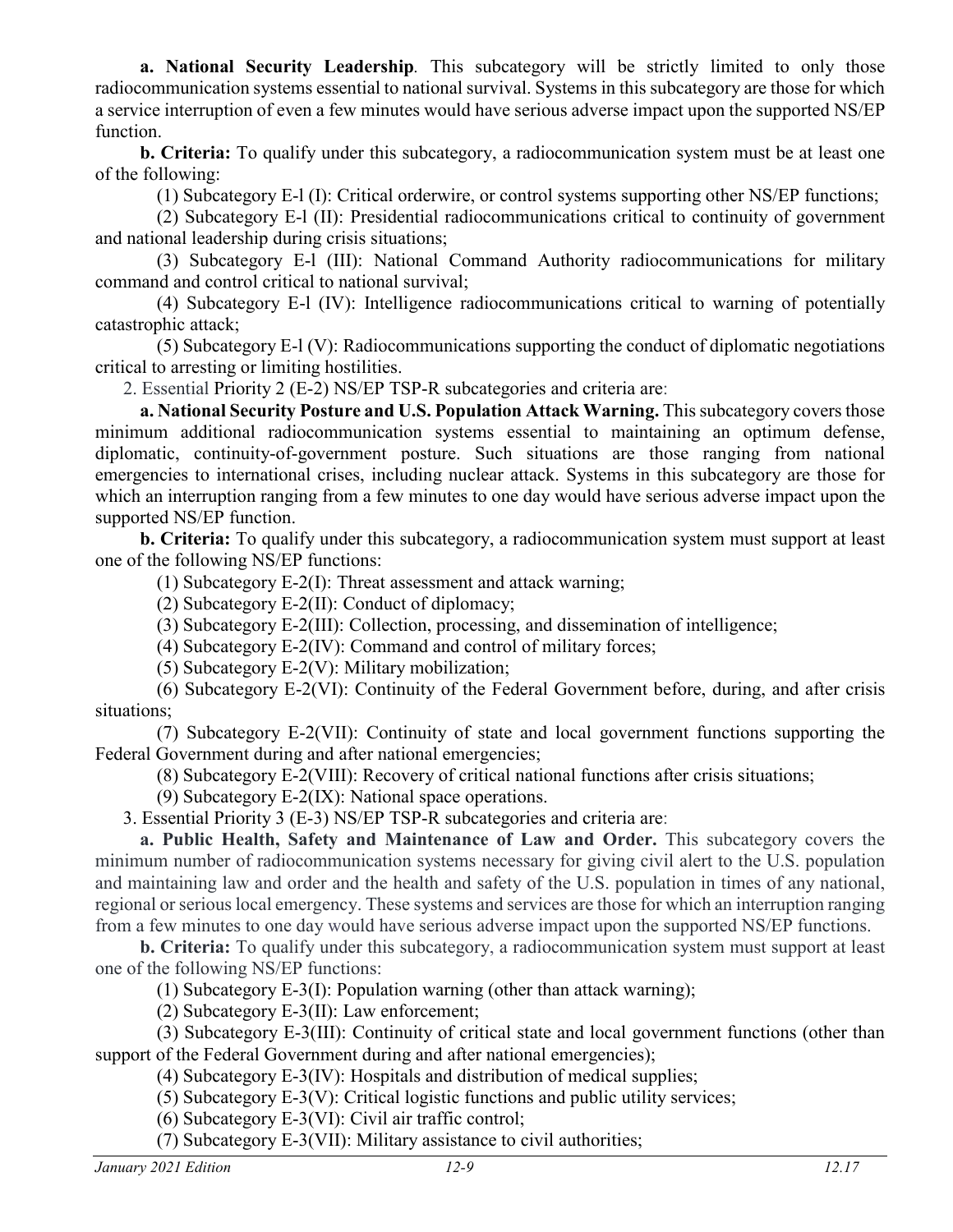**a. National Security Leadership**. This subcategory will be strictly limited to only those radiocommunication systems essential to national survival. Systems in this subcategory are those for which a service interruption of even a few minutes would have serious adverse impact upon the supported NS/EP function.

**b. Criteria:** To qualify under this subcategory, a radiocommunication system must be at least one of the following:

(1) Subcategory E-l (I): Critical orderwire, or control systems supporting other NS/EP functions;

(2) Subcategory E-l (II): Presidential radiocommunications critical to continuity of government and national leadership during crisis situations;

(3) Subcategory E-l (III): National Command Authority radiocommunications for military command and control critical to national survival;

(4) Subcategory E-l (IV): Intelligence radiocommunications critical to warning of potentially catastrophic attack;

(5) Subcategory E-l (V): Radiocommunications supporting the conduct of diplomatic negotiations critical to arresting or limiting hostilities.

2. Essential Priority 2 (E-2) NS/EP TSP-R subcategories and criteria are:

**a. National Security Posture and U.S. Population Attack Warning.** This subcategory covers those minimum additional radiocommunication systems essential to maintaining an optimum defense, diplomatic, continuity-of-government posture. Such situations are those ranging from national emergencies to international crises, including nuclear attack. Systems in this subcategory are those for which an interruption ranging from a few minutes to one day would have serious adverse impact upon the supported NS/EP function.

**b. Criteria:** To qualify under this subcategory, a radiocommunication system must support at least one of the following NS/EP functions:

(1) Subcategory E-2(I): Threat assessment and attack warning;

(2) Subcategory E-2(II): Conduct of diplomacy;

(3) Subcategory E-2(III): Collection, processing, and dissemination of intelligence;

(4) Subcategory E-2(IV): Command and control of military forces;

(5) Subcategory E-2(V): Military mobilization;

(6) Subcategory E-2(VI): Continuity of the Federal Government before, during, and after crisis situations;

(7) Subcategory E-2(VII): Continuity of state and local government functions supporting the Federal Government during and after national emergencies;

(8) Subcategory E-2(VIII): Recovery of critical national functions after crisis situations;

(9) Subcategory E-2(IX): National space operations.

3. Essential Priority 3 (E-3) NS/EP TSP-R subcategories and criteria are:

**a. Public Health, Safety and Maintenance of Law and Order.** This subcategory covers the minimum number of radiocommunication systems necessary for giving civil alert to the U.S. population and maintaining law and order and the health and safety of the U.S. population in times of any national, regional or serious local emergency. These systems and services are those for which an interruption ranging from a few minutes to one day would have serious adverse impact upon the supported NS/EP functions.

**b. Criteria:** To qualify under this subcategory, a radiocommunication system must support at least one of the following NS/EP functions:

(1) Subcategory E-3(I): Population warning (other than attack warning);

(2) Subcategory E-3(II): Law enforcement;

(3) Subcategory E-3(III): Continuity of critical state and local government functions (other than support of the Federal Government during and after national emergencies);

(4) Subcategory E-3(IV): Hospitals and distribution of medical supplies;

(5) Subcategory E-3(V): Critical logistic functions and public utility services;

(6) Subcategory E-3(VI): Civil air traffic control;

(7) Subcategory E-3(VII): Military assistance to civil authorities;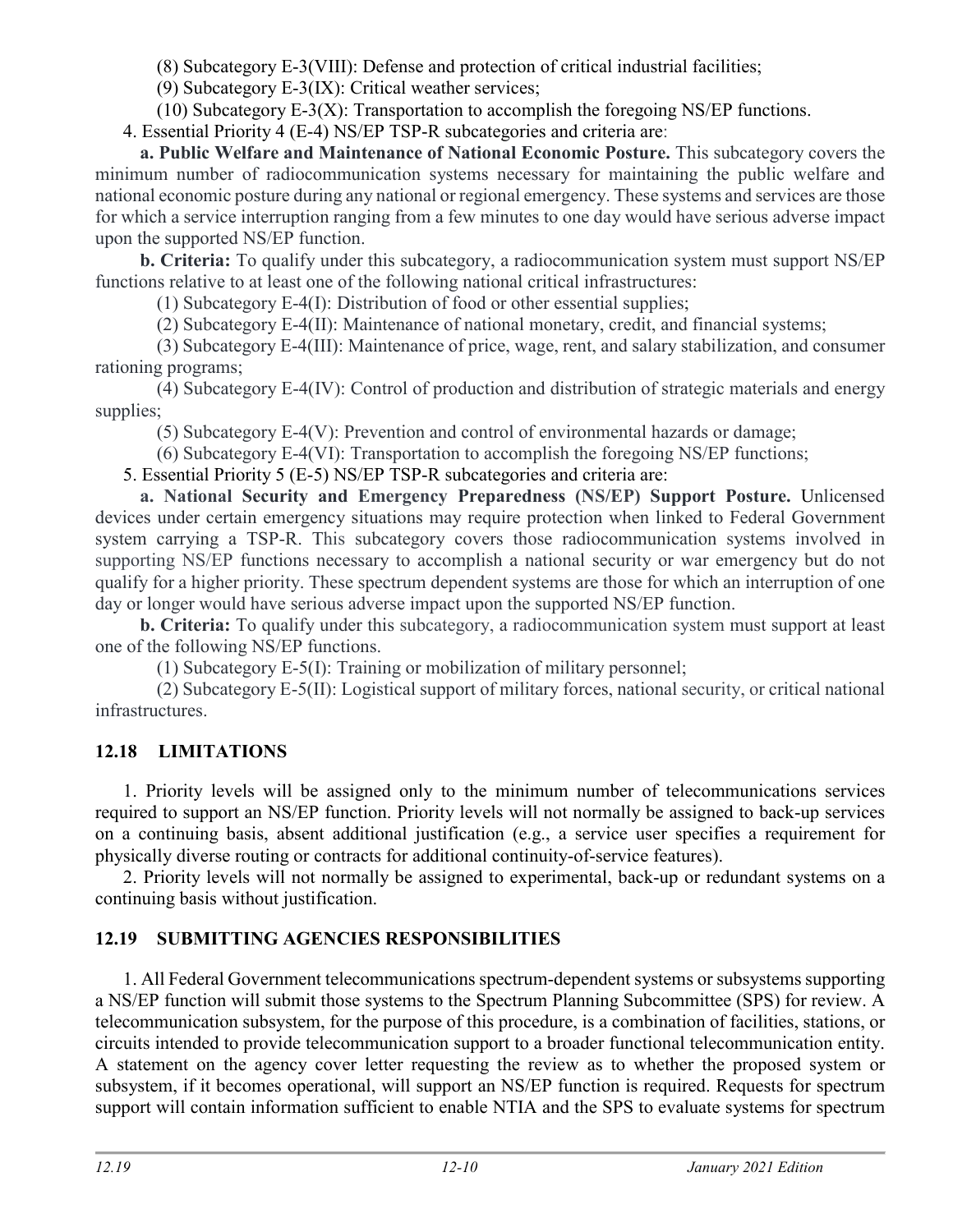(8) Subcategory E-3(VIII): Defense and protection of critical industrial facilities;

(9) Subcategory E-3(IX): Critical weather services;

(10) Subcategory E-3(X): Transportation to accomplish the foregoing NS/EP functions.

4. Essential Priority 4 (E-4) NS/EP TSP-R subcategories and criteria are:

**a. Public Welfare and Maintenance of National Economic Posture.** This subcategory covers the minimum number of radiocommunication systems necessary for maintaining the public welfare and national economic posture during any national or regional emergency. These systems and services are those for which a service interruption ranging from a few minutes to one day would have serious adverse impact upon the supported NS/EP function.

**b. Criteria:** To qualify under this subcategory, a radiocommunication system must support NS/EP functions relative to at least one of the following national critical infrastructures:

(1) Subcategory E-4(I): Distribution of food or other essential supplies;

(2) Subcategory E-4(II): Maintenance of national monetary, credit, and financial systems;

(3) Subcategory E-4(III): Maintenance of price, wage, rent, and salary stabilization, and consumer rationing programs;

(4) Subcategory E-4(IV): Control of production and distribution of strategic materials and energy supplies;

(5) Subcategory E-4(V): Prevention and control of environmental hazards or damage;

(6) Subcategory E-4(VI): Transportation to accomplish the foregoing NS/EP functions;

5. Essential Priority 5 (E-5) NS/EP TSP-R subcategories and criteria are:

**a. National Security and Emergency Preparedness (NS/EP) Support Posture.** Unlicensed devices under certain emergency situations may require protection when linked to Federal Government system carrying a TSP-R. This subcategory covers those radiocommunication systems involved in supporting NS/EP functions necessary to accomplish a national security or war emergency but do not qualify for a higher priority. These spectrum dependent systems are those for which an interruption of one day or longer would have serious adverse impact upon the supported NS/EP function.

**b. Criteria:** To qualify under this subcategory, a radiocommunication system must support at least one of the following NS/EP functions.

(1) Subcategory E-5(I): Training or mobilization of military personnel;

(2) Subcategory E-5(II): Logistical support of military forces, national security, or critical national infrastructures.

## 12.18 LIMITATIONS

1. Priority levels will be assigned only to the minimum number of telecommunications services required to support an NS/EP function. Priority levels will not normally be assigned to back-up services on a continuing basis, absent additional justification (e.g., a service user specifies a requirement for physically diverse routing or contracts for additional continuity-of-service features).

2. Priority levels will not normally be assigned to experimental, back-up or redundant systems on a continuing basis without justification.

## 12.19 SUBMITTING AGENCIES RESPONSIBILITIES

1. All Federal Government telecommunications spectrum-dependent systems or subsystems supporting a NS/EP function will submit those systems to the Spectrum Planning Subcommittee (SPS) for review. A telecommunication subsystem, for the purpose of this procedure, is a combination of facilities, stations, or circuits intended to provide telecommunication support to a broader functional telecommunication entity. A statement on the agency cover letter requesting the review as to whether the proposed system or subsystem, if it becomes operational, will support an NS/EP function is required. Requests for spectrum support will contain information sufficient to enable NTIA and the SPS to evaluate systems for spectrum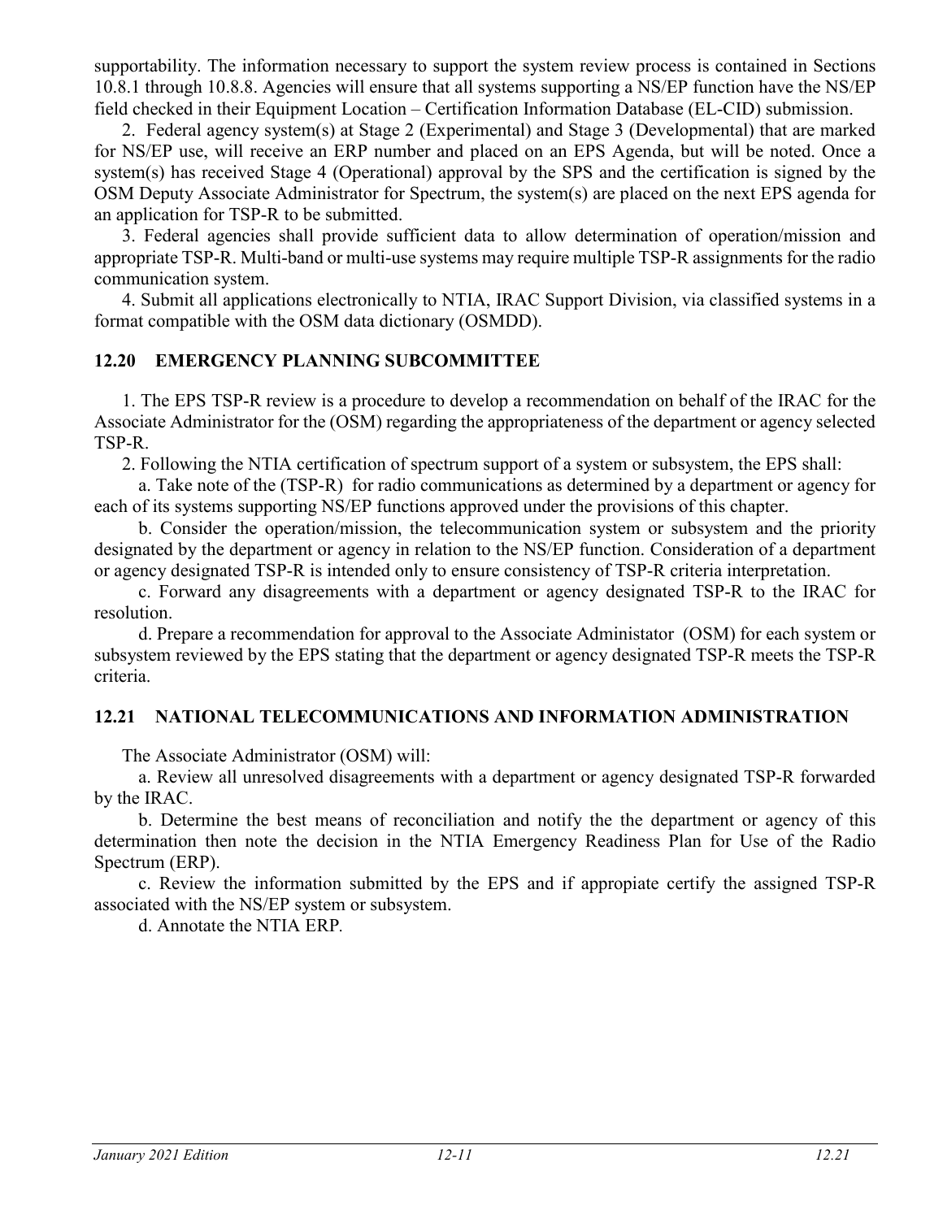supportability. The information necessary to support the system review process is contained in Sections 10.8.1 through 10.8.8. Agencies will ensure that all systems supporting a NS/EP function have the NS/EP field checked in their Equipment Location – Certification Information Database (EL-CID) submission.

2. Federal agency system(s) at Stage 2 (Experimental) and Stage 3 (Developmental) that are marked for NS/EP use, will receive an ERP number and placed on an EPS Agenda, but will be noted. Once a system(s) has received Stage 4 (Operational) approval by the SPS and the certification is signed by the OSM Deputy Associate Administrator for Spectrum, the system(s) are placed on the next EPS agenda for an application for TSP-R to be submitted.

3. Federal agencies shall provide sufficient data to allow determination of operation/mission and appropriate TSP-R. Multi-band or multi-use systems may require multiple TSP-R assignments for the radio communication system.

4. Submit all applications electronically to NTIA, IRAC Support Division, via classified systems in a format compatible with the OSM data dictionary (OSMDD).

### 12.20 EMERGENCY PLANNING SUBCOMMITTEE

1. The EPS TSP-R review is a procedure to develop a recommendation on behalf of the IRAC for the Associate Administrator for the (OSM) regarding the appropriateness of the department or agency selected TSP-R.

2. Following the NTIA certification of spectrum support of a system or subsystem, the EPS shall:

a. Take note of the (TSP-R) for radio communications as determined by a department or agency for each of its systems supporting NS/EP functions approved under the provisions of this chapter.

b. Consider the operation/mission, the telecommunication system or subsystem and the priority designated by the department or agency in relation to the NS/EP function. Consideration of a department or agency designated TSP-R is intended only to ensure consistency of TSP-R criteria interpretation.

c. Forward any disagreements with a department or agency designated TSP-R to the IRAC for resolution.

d. Prepare a recommendation for approval to the Associate Administator (OSM) for each system or subsystem reviewed by the EPS stating that the department or agency designated TSP-R meets the TSP-R criteria.

### 12.21 NATIONAL TELECOMMUNICATIONS AND INFORMATION ADMINISTRATION

The Associate Administrator (OSM) will:

a. Review all unresolved disagreements with a department or agency designated TSP-R forwarded by the IRAC.

b. Determine the best means of reconciliation and notify the the department or agency of this determination then note the decision in the NTIA Emergency Readiness Plan for Use of the Radio Spectrum (ERP).

c. Review the information submitted by the EPS and if appropiate certify the assigned TSP-R associated with the NS/EP system or subsystem.

d. Annotate the NTIA ERP.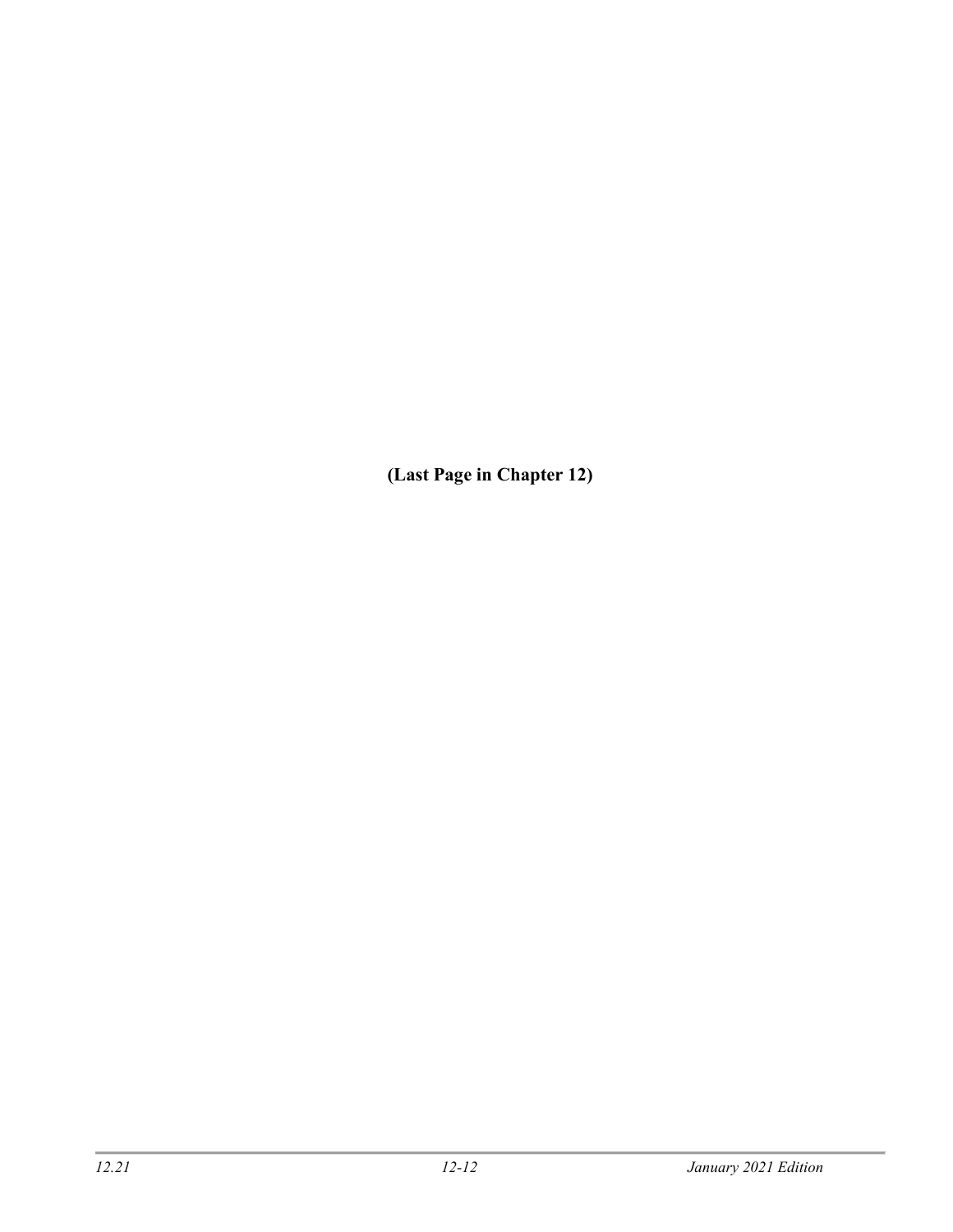**(Last Page in Chapter 12)**